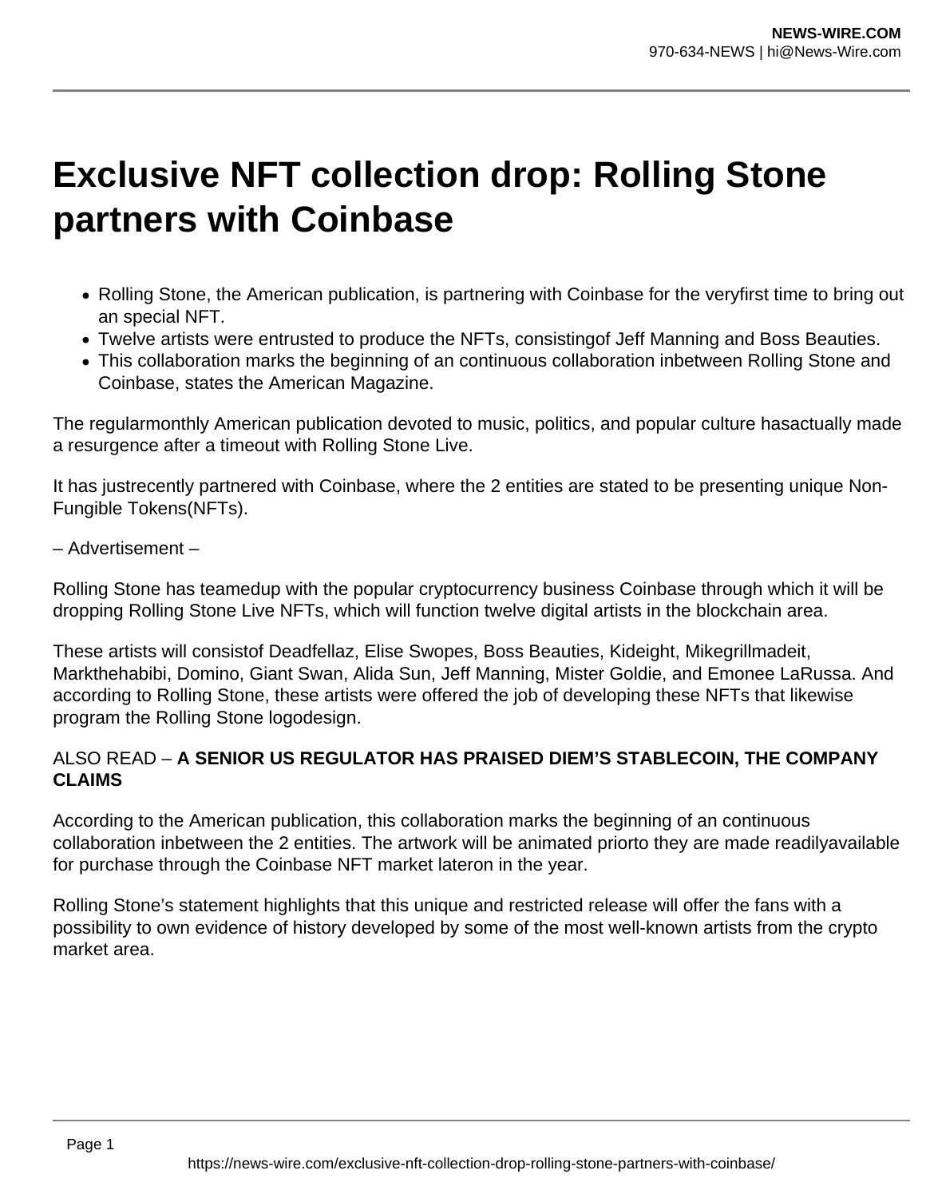# Exclusive NFT collection drop: Rolling Stone partners with Coinbase

- Rolling Stone, the American publication, is partnering with Coinbase for the veryfirst time to bring out an special NFT.
- Twelve artists were entrusted to produce the NFTs, consistingof Jeff Manning and Boss Beauties.
- This collaboration marks the beginning of an continuous collaboration inbetween Rolling Stone and Coinbase, states the American Magazine.

The regularmonthly American publication devoted to music, politics, and popular culture hasactually made a resurgence after a timeout with Rolling Stone Live.

It has justrecently partnered with Coinbase, where the 2 entities are stated to be presenting unique Non-Fungible Tokens(NFTs).

– Advertisement –

Rolling Stone has teamedup with the popular cryptocurrency business Coinbase through which it will be dropping Rolling Stone Live NFTs, which will function twelve digital artists in the blockchain area.

These artists will consistof Deadfellaz, Elise Swopes, Boss Beauties, Kideight, Mikegrillmadeit, Markthehabibi, Domino, Giant Swan, Alida Sun, Jeff Manning, Mister Goldie, and Emonee LaRussa. And according to Rolling Stone, these artists were offered the job of developing these NFTs that likewise program the Rolling Stone logodesign.

ALSO READ – **A SENIOR US REGULATOR HAS PRAISED DIEM'S STABLECOIN, THE COMPANY CLAIMS**

According to the American publication, this collaboration marks the beginning of an continuous collaboration inbetween the 2 entities. The artwork will be animated priorto they are made readilyavailable for purchase through the Coinbase NFT market lateron in the year.

Rolling Stone's statement highlights that this unique and restricted release will offer the fans with a possibility to own evidence of history developed by some of the most well-known artists from the crypto market area.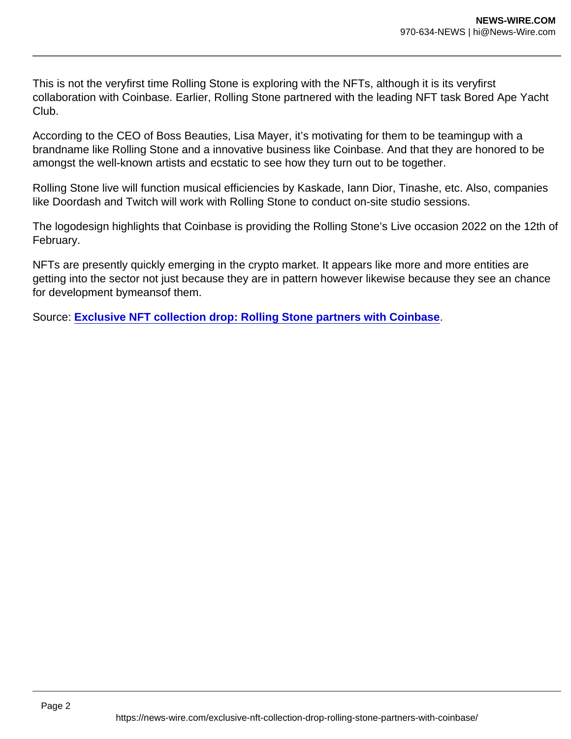This is not the veryfirst time Rolling Stone is exploring with the NFTs, although it is its veryfirst collaboration with Coinbase. Earlier, Rolling Stone partnered with the leading NFT task Bored Ape Yacht Club.

According to the CEO of Boss Beauties, Lisa Mayer, it's motivating for them to be teamingup with a brandname like Rolling Stone and a innovative business like Coinbase. And that they are honored to be amongst the well-known artists and ecstatic to see how they turn out to be together.

Rolling Stone live will function musical efficiencies by Kaskade, Iann Dior, Tinashe, etc. Also, companies like Doordash and Twitch will work with Rolling Stone to conduct on-site studio sessions.

The logodesign highlights that Coinbase is providing the Rolling Stone's Live occasion 2022 on the 12th of February.

NFTs are presently quickly emerging in the crypto market. It appears like more and more entities are getting into the sector not just because they are in pattern however likewise because they see an chance for development bymeansof them.

Source: **[Exclusive NFT collection drop: Rolling Stone partners with Coinbase](https://news-wire.com/exclusive-nft-collection-drop-rolling-stone-partners-with-coinbase/)**.